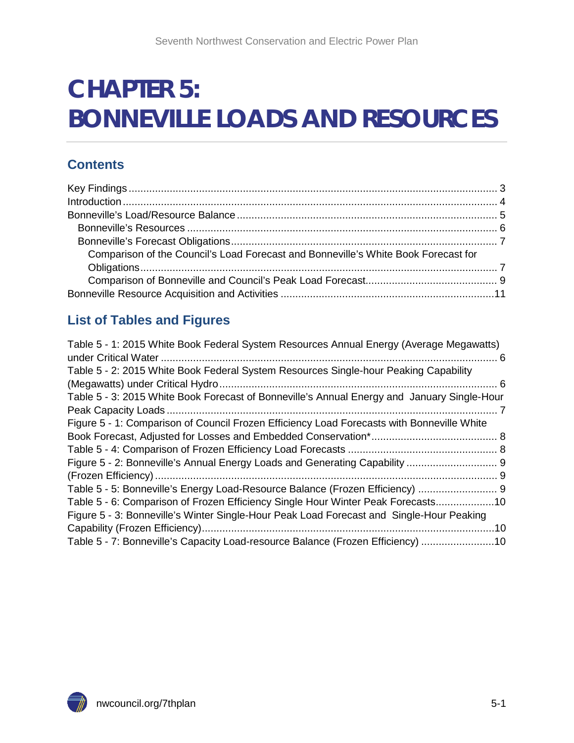# CHAPTER 5: BONNEVILLE LOADS AND RESOURCES

## Contents

Key Findings ........................................................................................................................ 3
Introduction ........................................................................................................................... 4
Bonneville's Load/Resource Balance ..................................................................................... 5
  Bonneville's Resources ....................................................................................................... 6
  Bonneville's Forecast Obligations ........................................................................................ 7
    Comparison of the Council's Load Forecast and Bonneville's White Book Forecast for Obligations ........................................................................................................................ 7
    Comparison of Bonneville and Council's Peak Load Forecast ........................................... 9
Bonneville Resource Acquisition and Activities ...................................................................... 11

## List of Tables and Figures

Table 5 - 1: 2015 White Book Federal System Resources Annual Energy (Average Megawatts) under Critical Water ............................................................................................................. 6
Table 5 - 2: 2015 White Book Federal System Resources Single-hour Peaking Capability (Megawatts) under Critical Hydro .......................................................................................... 6
Table 5 - 3: 2015 White Book Forecast of Bonneville's Annual Energy and January Single-Hour Peak Capacity Loads ............................................................................................................ 7
Figure 5 - 1: Comparison of Council Frozen Efficiency Load Forecasts with Bonneville White Book Forecast, Adjusted for Losses and Embedded Conservation* .......................................... 8
Table 5 - 4: Comparison of Frozen Efficiency Load Forecasts .................................................. 8
Figure 5 - 2: Bonneville's Annual Energy Loads and Generating Capability ............................... 9
(Frozen Efficiency) ................................................................................................................. 9
Table 5 - 5: Bonneville's Energy Load-Resource Balance (Frozen Efficiency) ........................... 9
Table 5 - 6: Comparison of Frozen Efficiency Single Hour Winter Peak Forecasts .................... 10
Figure 5 - 3: Bonneville's Winter Single-Hour Peak Load Forecast and Single-Hour Peaking Capability (Frozen Efficiency) ................................................................................................. 10
Table 5 - 7: Bonneville's Capacity Load-resource Balance (Frozen Efficiency) ......................... 10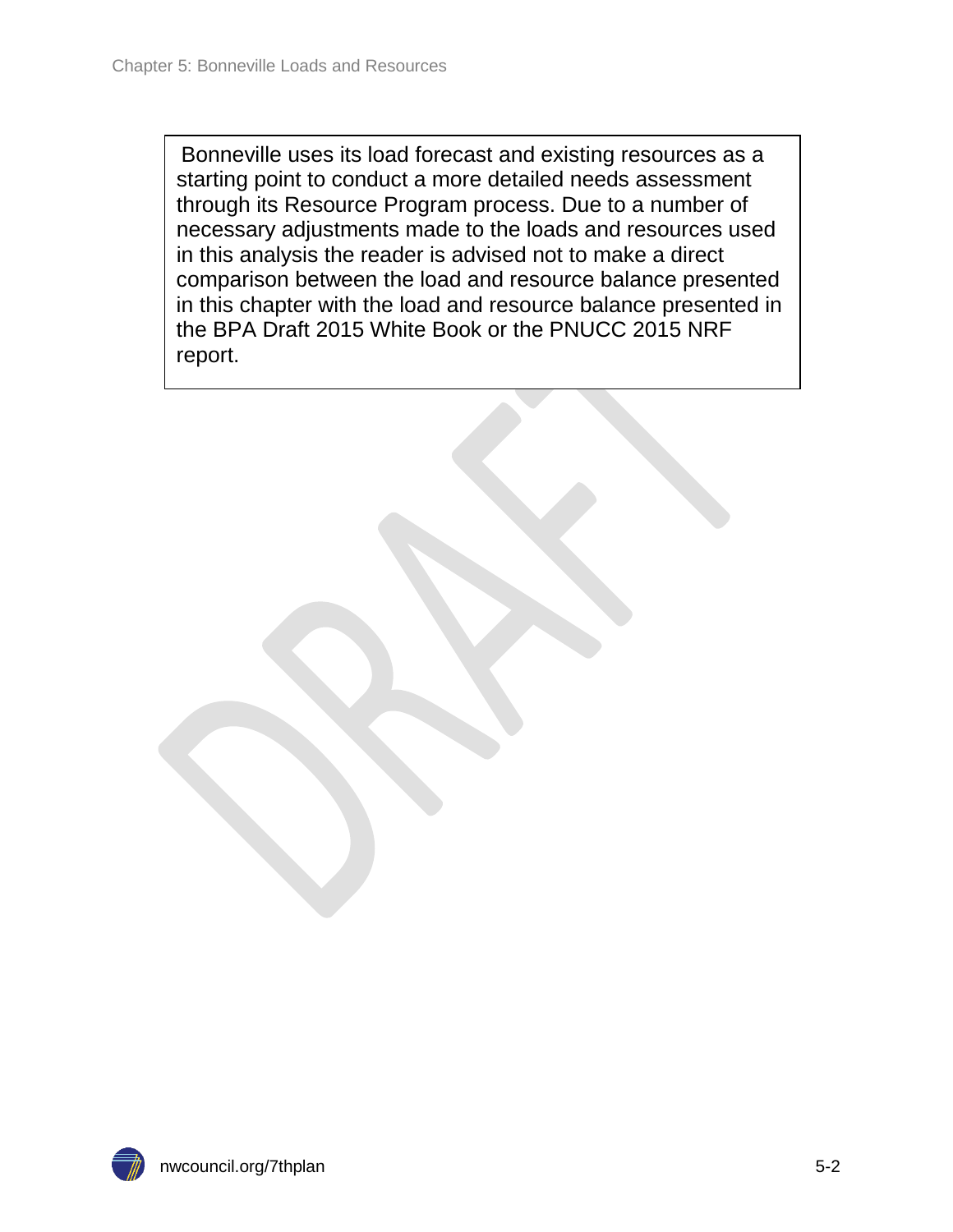Bonneville uses its load forecast and existing resources as a starting point to conduct a more detailed needs assessment through its Resource Program process. Due to a number of necessary adjustments made to the loads and resources used in this analysis the reader is advised not to make a direct comparison between the load and resource balance presented in this chapter with the load and resource balance presented in the BPA Draft 2015 White Book or the PNUCC 2015 NRF report.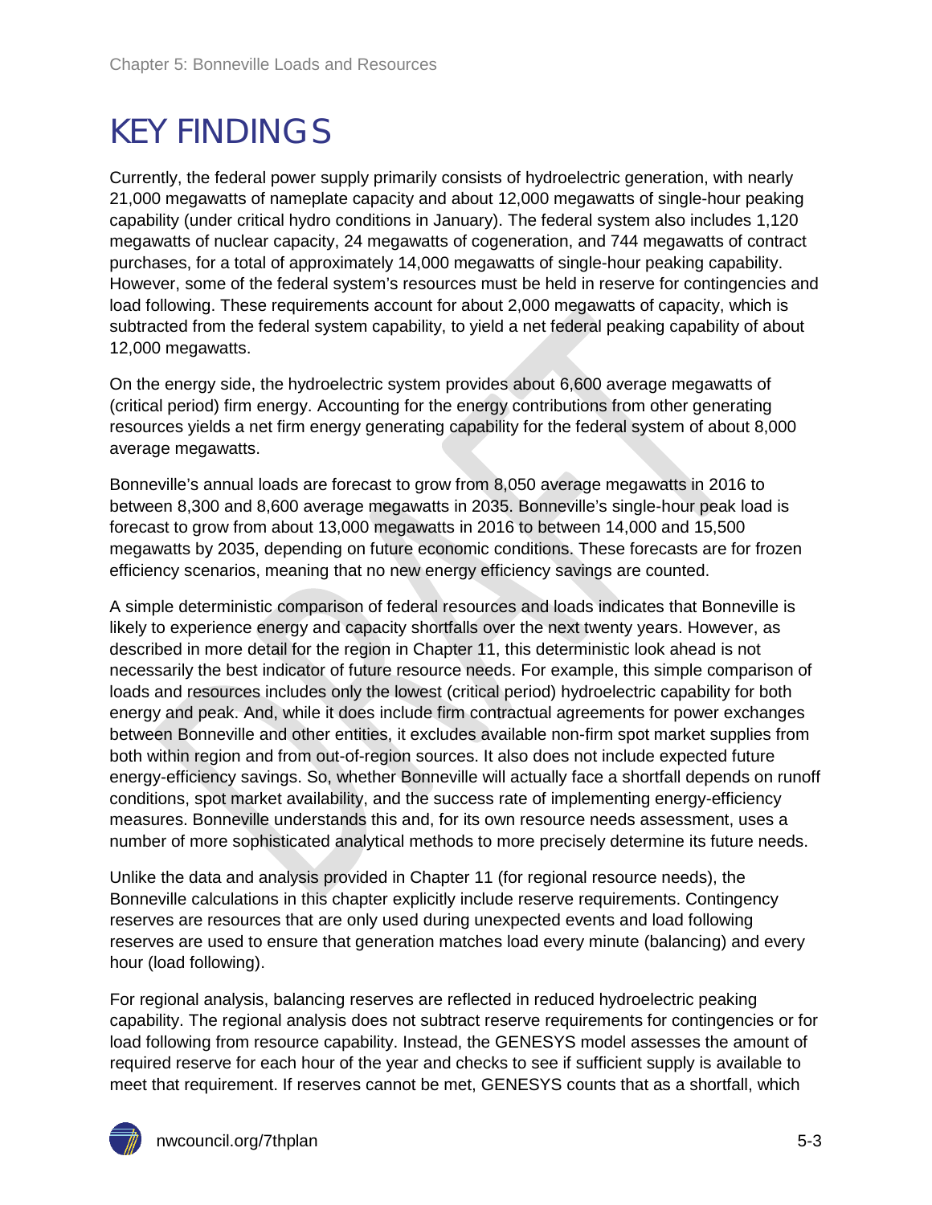# KEY FINDINGS

Currently, the federal power supply primarily consists of hydroelectric generation, with nearly 21,000 megawatts of nameplate capacity and about 12,000 megawatts of single-hour peaking capability (under critical hydro conditions in January). The federal system also includes 1,120 megawatts of nuclear capacity, 24 megawatts of cogeneration, and 744 megawatts of contract purchases, for a total of approximately 14,000 megawatts of single-hour peaking capability. However, some of the federal system's resources must be held in reserve for contingencies and load following. These requirements account for about 2,000 megawatts of capacity, which is subtracted from the federal system capability, to yield a net federal peaking capability of about 12,000 megawatts.

On the energy side, the hydroelectric system provides about 6,600 average megawatts of (critical period) firm energy. Accounting for the energy contributions from other generating resources yields a net firm energy generating capability for the federal system of about 8,000 average megawatts.

Bonneville's annual loads are forecast to grow from 8,050 average megawatts in 2016 to between 8,300 and 8,600 average megawatts in 2035. Bonneville's single-hour peak load is forecast to grow from about 13,000 megawatts in 2016 to between 14,000 and 15,500 megawatts by 2035, depending on future economic conditions. These forecasts are for frozen efficiency scenarios, meaning that no new energy efficiency savings are counted.

A simple deterministic comparison of federal resources and loads indicates that Bonneville is likely to experience energy and capacity shortfalls over the next twenty years. However, as described in more detail for the region in Chapter 11, this deterministic look ahead is not necessarily the best indicator of future resource needs. For example, this simple comparison of loads and resources includes only the lowest (critical period) hydroelectric capability for both energy and peak. And, while it does include firm contractual agreements for power exchanges between Bonneville and other entities, it excludes available non-firm spot market supplies from both within region and from out-of-region sources. It also does not include expected future energy-efficiency savings. So, whether Bonneville will actually face a shortfall depends on runoff conditions, spot market availability, and the success rate of implementing energy-efficiency measures. Bonneville understands this and, for its own resource needs assessment, uses a number of more sophisticated analytical methods to more precisely determine its future needs.

Unlike the data and analysis provided in Chapter 11 (for regional resource needs), the Bonneville calculations in this chapter explicitly include reserve requirements. Contingency reserves are resources that are only used during unexpected events and load following reserves are used to ensure that generation matches load every minute (balancing) and every hour (load following).

For regional analysis, balancing reserves are reflected in reduced hydroelectric peaking capability. The regional analysis does not subtract reserve requirements for contingencies or for load following from resource capability. Instead, the GENESYS model assesses the amount of required reserve for each hour of the year and checks to see if sufficient supply is available to meet that requirement. If reserves cannot be met, GENESYS counts that as a shortfall, which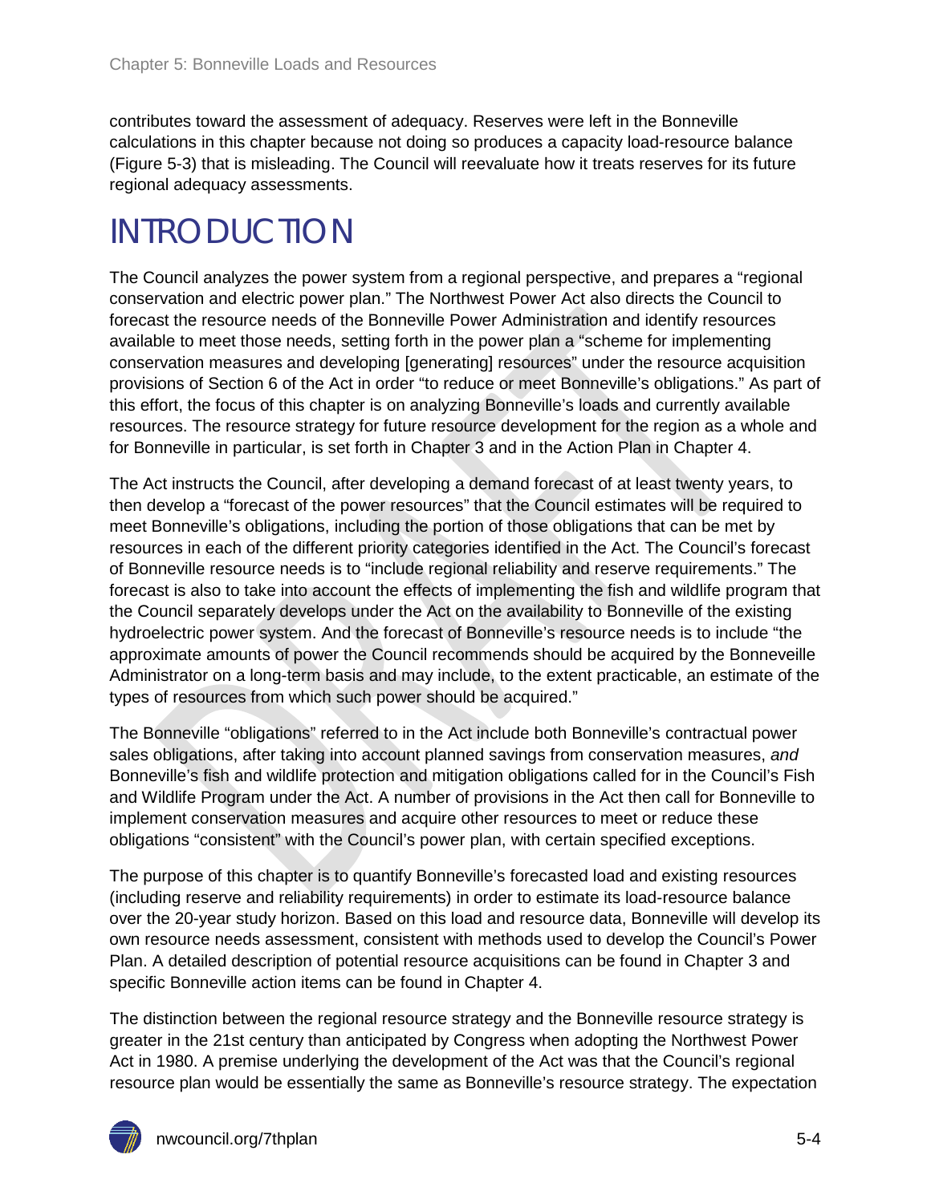contributes toward the assessment of adequacy. Reserves were left in the Bonneville calculations in this chapter because not doing so produces a capacity load-resource balance (Figure 5-3) that is misleading. The Council will reevaluate how it treats reserves for its future regional adequacy assessments.

# INTRODUCTION

The Council analyzes the power system from a regional perspective, and prepares a "regional conservation and electric power plan." The Northwest Power Act also directs the Council to forecast the resource needs of the Bonneville Power Administration and identify resources available to meet those needs, setting forth in the power plan a "scheme for implementing conservation measures and developing [generating] resources" under the resource acquisition provisions of Section 6 of the Act in order "to reduce or meet Bonneville's obligations." As part of this effort, the focus of this chapter is on analyzing Bonneville's loads and currently available resources. The resource strategy for future resource development for the region as a whole and for Bonneville in particular, is set forth in Chapter 3 and in the Action Plan in Chapter 4.

The Act instructs the Council, after developing a demand forecast of at least twenty years, to then develop a "forecast of the power resources" that the Council estimates will be required to meet Bonneville's obligations, including the portion of those obligations that can be met by resources in each of the different priority categories identified in the Act. The Council's forecast of Bonneville resource needs is to "include regional reliability and reserve requirements." The forecast is also to take into account the effects of implementing the fish and wildlife program that the Council separately develops under the Act on the availability to Bonneville of the existing hydroelectric power system. And the forecast of Bonneville's resource needs is to include "the approximate amounts of power the Council recommends should be acquired by the Boneveille Administrator on a long-term basis and may include, to the extent practicable, an estimate of the types of resources from which such power should be acquired."

The Bonneville "obligations" referred to in the Act include both Bonneville's contractual power sales obligations, after taking into account planned savings from conservation measures, *and* Bonneville's fish and wildlife protection and mitigation obligations called for in the Council's Fish and Wildlife Program under the Act. A number of provisions in the Act then call for Bonneville to implement conservation measures and acquire other resources to meet or reduce these obligations "consistent" with the Council's power plan, with certain specified exceptions.

The purpose of this chapter is to quantify Bonneville's forecasted load and existing resources (including reserve and reliability requirements) in order to estimate its load-resource balance over the 20-year study horizon. Based on this load and resource data, Bonneville will develop its own resource needs assessment, consistent with methods used to develop the Council's Power Plan. A detailed description of potential resource acquisitions can be found in Chapter 3 and specific Bonneville action items can be found in Chapter 4.

The distinction between the regional resource strategy and the Bonneville resource strategy is greater in the 21st century than anticipated by Congress when adopting the Northwest Power Act in 1980. A premise underlying the development of the Act was that the Council's regional resource plan would be essentially the same as Bonneville's resource strategy. The expectation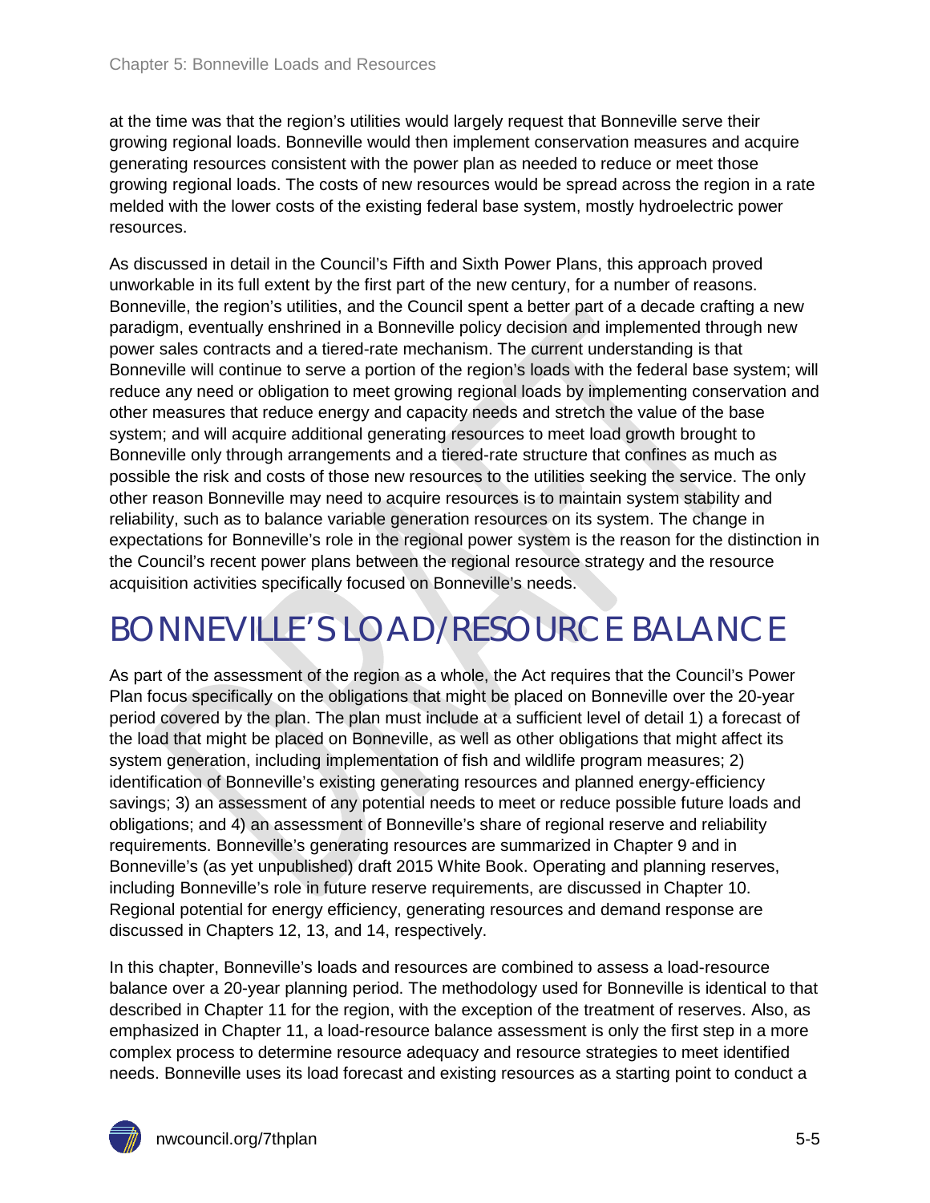at the time was that the region's utilities would largely request that Bonneville serve their growing regional loads. Bonneville would then implement conservation measures and acquire generating resources consistent with the power plan as needed to reduce or meet those growing regional loads. The costs of new resources would be spread across the region in a rate melded with the lower costs of the existing federal base system, mostly hydroelectric power resources.

As discussed in detail in the Council's Fifth and Sixth Power Plans, this approach proved unworkable in its full extent by the first part of the new century, for a number of reasons. Bonneville, the region's utilities, and the Council spent a better part of a decade crafting a new paradigm, eventually enshrined in a Bonneville policy decision and implemented through new power sales contracts and a tiered-rate mechanism. The current understanding is that Bonneville will continue to serve a portion of the region's loads with the federal base system; will reduce any need or obligation to meet growing regional loads by implementing conservation and other measures that reduce energy and capacity needs and stretch the value of the base system; and will acquire additional generating resources to meet load growth brought to Bonneville only through arrangements and a tiered-rate structure that confines as much as possible the risk and costs of those new resources to the utilities seeking the service. The only other reason Bonneville may need to acquire resources is to maintain system stability and reliability, such as to balance variable generation resources on its system. The change in expectations for Bonneville's role in the regional power system is the reason for the distinction in the Council's recent power plans between the regional resource strategy and the resource acquisition activities specifically focused on Bonneville's needs.

# BONNEVILLE'S LOAD/RESOURCE BALANCE

As part of the assessment of the region as a whole, the Act requires that the Council's Power Plan focus specifically on the obligations that might be placed on Bonneville over the 20-year period covered by the plan. The plan must include at a sufficient level of detail 1) a forecast of the load that might be placed on Bonneville, as well as other obligations that might affect its system generation, including implementation of fish and wildlife program measures; 2) identification of Bonneville's existing generating resources and planned energy-efficiency savings; 3) an assessment of any potential needs to meet or reduce possible future loads and obligations; and 4) an assessment of Bonneville's share of regional reserve and reliability requirements. Bonneville's generating resources are summarized in Chapter 9 and in Bonneville's (as yet unpublished) draft 2015 White Book. Operating and planning reserves, including Bonneville's role in future reserve requirements, are discussed in Chapter 10. Regional potential for energy efficiency, generating resources and demand response are discussed in Chapters 12, 13, and 14, respectively.

In this chapter, Bonneville's loads and resources are combined to assess a load-resource balance over a 20-year planning period. The methodology used for Bonneville is identical to that described in Chapter 11 for the region, with the exception of the treatment of reserves. Also, as emphasized in Chapter 11, a load-resource balance assessment is only the first step in a more complex process to determine resource adequacy and resource strategies to meet identified needs. Bonneville uses its load forecast and existing resources as a starting point to conduct a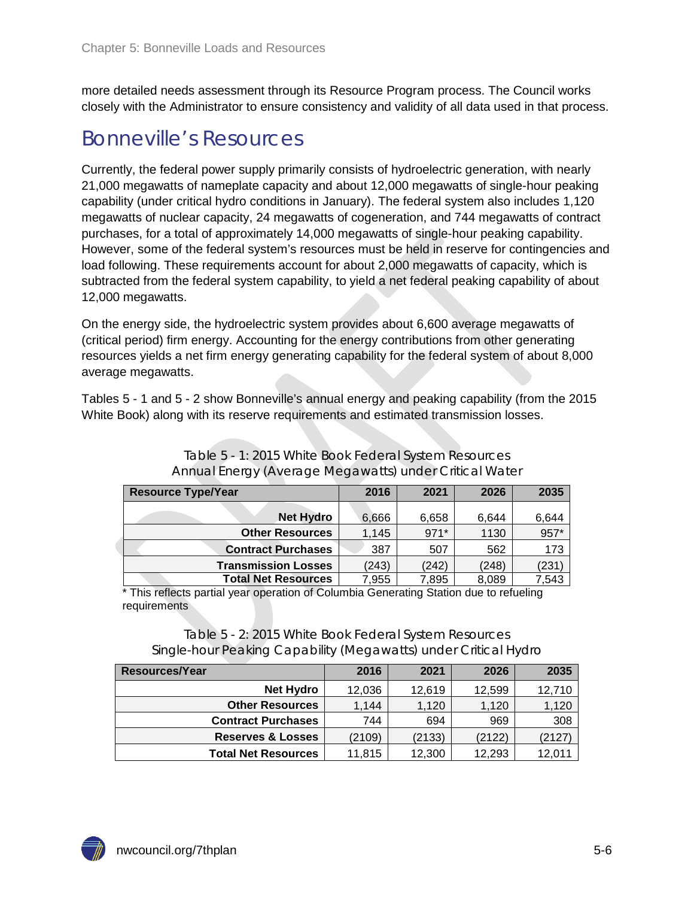more detailed needs assessment through its Resource Program process. The Council works closely with the Administrator to ensure consistency and validity of all data used in that process.

## Bonneville's Resources

Currently, the federal power supply primarily consists of hydroelectric generation, with nearly 21,000 megawatts of nameplate capacity and about 12,000 megawatts of single-hour peaking capability (under critical hydro conditions in January). The federal system also includes 1,120 megawatts of nuclear capacity, 24 megawatts of cogeneration, and 744 megawatts of contract purchases, for a total of approximately 14,000 megawatts of single-hour peaking capability. However, some of the federal system's resources must be held in reserve for contingencies and load following. These requirements account for about 2,000 megawatts of capacity, which is subtracted from the federal system capability, to yield a net federal peaking capability of about 12,000 megawatts.

On the energy side, the hydroelectric system provides about 6,600 average megawatts of (critical period) firm energy. Accounting for the energy contributions from other generating resources yields a net firm energy generating capability for the federal system of about 8,000 average megawatts.

Tables 5 - 1 and 5 - 2 show Bonneville's annual energy and peaking capability (from the 2015 White Book) along with its reserve requirements and estimated transmission losses.

Table 5 - 1: 2015 White Book Federal System Resources
Annual Energy (Average Megawatts) under Critical Water

| Resource Type/Year | 2016 | 2021 | 2026 | 2035 |
|---|---|---|---|---|
| **Net Hydro** | 6,666 | 6,658 | 6,644 | 6,644 |
| **Other Resources** | 1,145 | 971* | 1130 | 957* |
| **Contract Purchases** | 387 | 507 | 562 | 173 |
| **Transmission Losses** | (243) | (242) | (248) | (231) |
| **Total Net Resources** | 7,955 | 7,895 | 8,089 | 7,543 |

* This reflects partial year operation of Columbia Generating Station due to refueling requirements

Table 5 - 2: 2015 White Book Federal System Resources
Single-hour Peaking Capability (Megawatts) under Critical Hydro

| Resources/Year | 2016 | 2021 | 2026 | 2035 |
|---|---|---|---|---|
| **Net Hydro** | 12,036 | 12,619 | 12,599 | 12,710 |
| **Other Resources** | 1,144 | 1,120 | 1,120 | 1,120 |
| **Contract Purchases** | 744 | 694 | 969 | 308 |
| **Reserves & Losses** | (2109) | (2133) | (2122) | (2127) |
| **Total Net Resources** | 11,815 | 12,300 | 12,293 | 12,011 |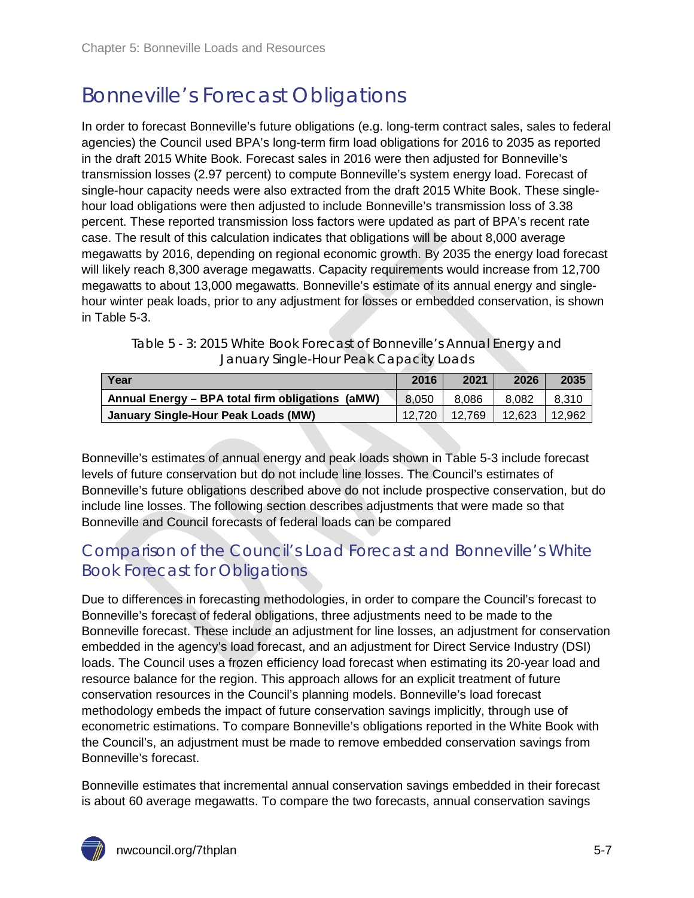# Bonneville's Forecast Obligations

In order to forecast Bonneville's future obligations (e.g. long-term contract sales, sales to federal agencies) the Council used BPA's long-term firm load obligations for 2016 to 2035 as reported in the draft 2015 White Book. Forecast sales in 2016 were then adjusted for Bonneville's transmission losses (2.97 percent) to compute Bonneville's system energy load. Forecast of single-hour capacity needs were also extracted from the draft 2015 White Book. These single-hour load obligations were then adjusted to include Bonneville's transmission loss of 3.38 percent. These reported transmission loss factors were updated as part of BPA's recent rate case. The result of this calculation indicates that obligations will be about 8,000 average megawatts by 2016, depending on regional economic growth. By 2035 the energy load forecast will likely reach 8,300 average megawatts. Capacity requirements would increase from 12,700 megawatts to about 13,000 megawatts. Bonneville's estimate of its annual energy and single-hour winter peak loads, prior to any adjustment for losses or embedded conservation, is shown in Table 5-3.

Table 5 - 3: 2015 White Book Forecast of Bonneville's Annual Energy and January Single-Hour Peak Capacity Loads

| Year | 2016 | 2021 | 2026 | 2035 |
|---|---|---|---|---|
| **Annual Energy – BPA total firm obligations (aMW)** | 8,050 | 8,086 | 8,082 | 8,310 |
| **January Single-Hour Peak Loads (MW)** | 12,720 | 12,769 | 12,623 | 12,962 |

Bonneville's estimates of annual energy and peak loads shown in Table 5-3 include forecast levels of future conservation but do not include line losses. The Council's estimates of Bonneville's future obligations described above do not include prospective conservation, but do include line losses. The following section describes adjustments that were made so that Bonneville and Council forecasts of federal loads can be compared

## Comparison of the Council's Load Forecast and Bonneville's White Book Forecast for Obligations

Due to differences in forecasting methodologies, in order to compare the Council's forecast to Bonneville's forecast of federal obligations, three adjustments need to be made to the Bonneville forecast. These include an adjustment for line losses, an adjustment for conservation embedded in the agency's load forecast, and an adjustment for Direct Service Industry (DSI) loads. The Council uses a frozen efficiency load forecast when estimating its 20-year load and resource balance for the region. This approach allows for an explicit treatment of future conservation resources in the Council's planning models. Bonneville's load forecast methodology embeds the impact of future conservation savings implicitly, through use of econometric estimations. To compare Bonneville's obligations reported in the White Book with the Council's, an adjustment must be made to remove embedded conservation savings from Bonneville's forecast.

Bonneville estimates that incremental annual conservation savings embedded in their forecast is about 60 average megawatts. To compare the two forecasts, annual conservation savings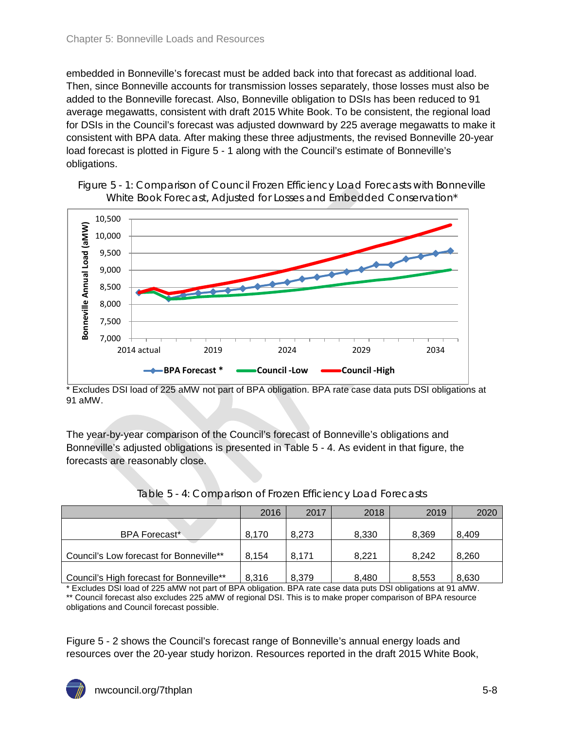embedded in Bonneville's forecast must be added back into that forecast as additional load. Then, since Bonneville accounts for transmission losses separately, those losses must also be added to the Bonneville forecast. Also, Bonneville obligation to DSIs has been reduced to 91 average megawatts, consistent with draft 2015 White Book. To be consistent, the regional load for DSIs in the Council's forecast was adjusted downward by 225 average megawatts to make it consistent with BPA data. After making these three adjustments, the revised Bonneville 20-year load forecast is plotted in Figure 5 - 1 along with the Council's estimate of Bonneville's obligations.

Figure 5 - 1: Comparison of Council Frozen Efficiency Load Forecasts with Bonneville White Book Forecast, Adjusted for Losses and Embedded Conservation*

\* Excludes DSI load of 225 aMW not part of BPA obligation. BPA rate case data puts DSI obligations at 91 aMW.

The year-by-year comparison of the Council's forecast of Bonneville's obligations and Bonneville's adjusted obligations is presented in Table 5 - 4. As evident in that figure, the forecasts are reasonably close.

Table 5 - 4: Comparison of Frozen Efficiency Load Forecasts

| | 2016 | 2017 | 2018 | 2019 | 2020 |
|---|---|---|---|---|---|
| BPA Forecast* | 8,170 | 8,273 | 8,330 | 8,369 | 8,409 |
| Council's Low forecast for Bonneville** | 8,154 | 8,171 | 8,221 | 8,242 | 8,260 |
| Council's High forecast for Bonneville** | 8,316 | 8,379 | 8,480 | 8,553 | 8,630 |

\* Excludes DSI load of 225 aMW not part of BPA obligation. BPA rate case data puts DSI obligations at 91 aMW.
\*\* Council forecast also excludes 225 aMW of regional DSI. This is to make proper comparison of BPA resource obligations and Council forecast possible.

Figure 5 - 2 shows the Council's forecast range of Bonneville's annual energy loads and resources over the 20-year study horizon. Resources reported in the draft 2015 White Book,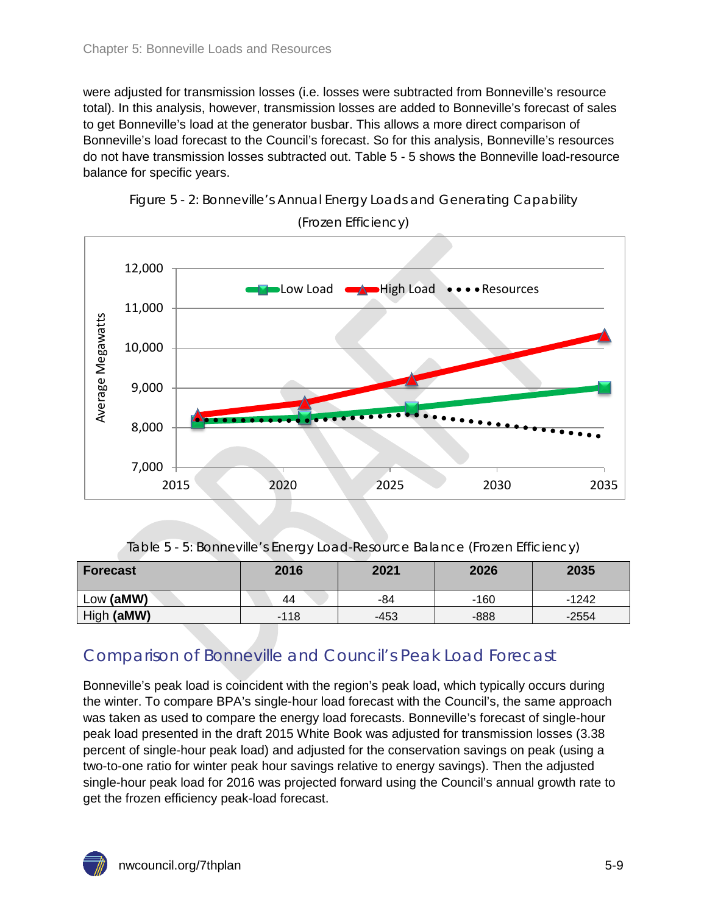were adjusted for transmission losses (i.e. losses were subtracted from Bonneville's resource total). In this analysis, however, transmission losses are added to Bonneville's forecast of sales to get Bonneville's load at the generator busbar. This allows a more direct comparison of Bonneville's load forecast to the Council's forecast. So for this analysis, Bonneville's resources do not have transmission losses subtracted out. Table 5 - 5 shows the Bonneville load-resource balance for specific years.

Figure 5 - 2: Bonneville's Annual Energy Loads and Generating Capability (Frozen Efficiency)

Table 5 - 5: Bonneville's Energy Load-Resource Balance (Frozen Efficiency)

| Forecast | 2016 | 2021 | 2026 | 2035 |
|---|---|---|---|---|
| Low **(aMW)** | 44 | -84 | -160 | -1242 |
| High **(aMW)** | -118 | -453 | -888 | -2554 |

## Comparison of Bonneville and Council's Peak Load Forecast

Bonneville's peak load is coincident with the region's peak load, which typically occurs during the winter. To compare BPA's single-hour load forecast with the Council's, the same approach was taken as used to compare the energy load forecasts. Bonneville's forecast of single-hour peak load presented in the draft 2015 White Book was adjusted for transmission losses (3.38 percent of single-hour peak load) and adjusted for the conservation savings on peak (using a two-to-one ratio for winter peak hour savings relative to energy savings). Then the adjusted single-hour peak load for 2016 was projected forward using the Council's annual growth rate to get the frozen efficiency peak-load forecast.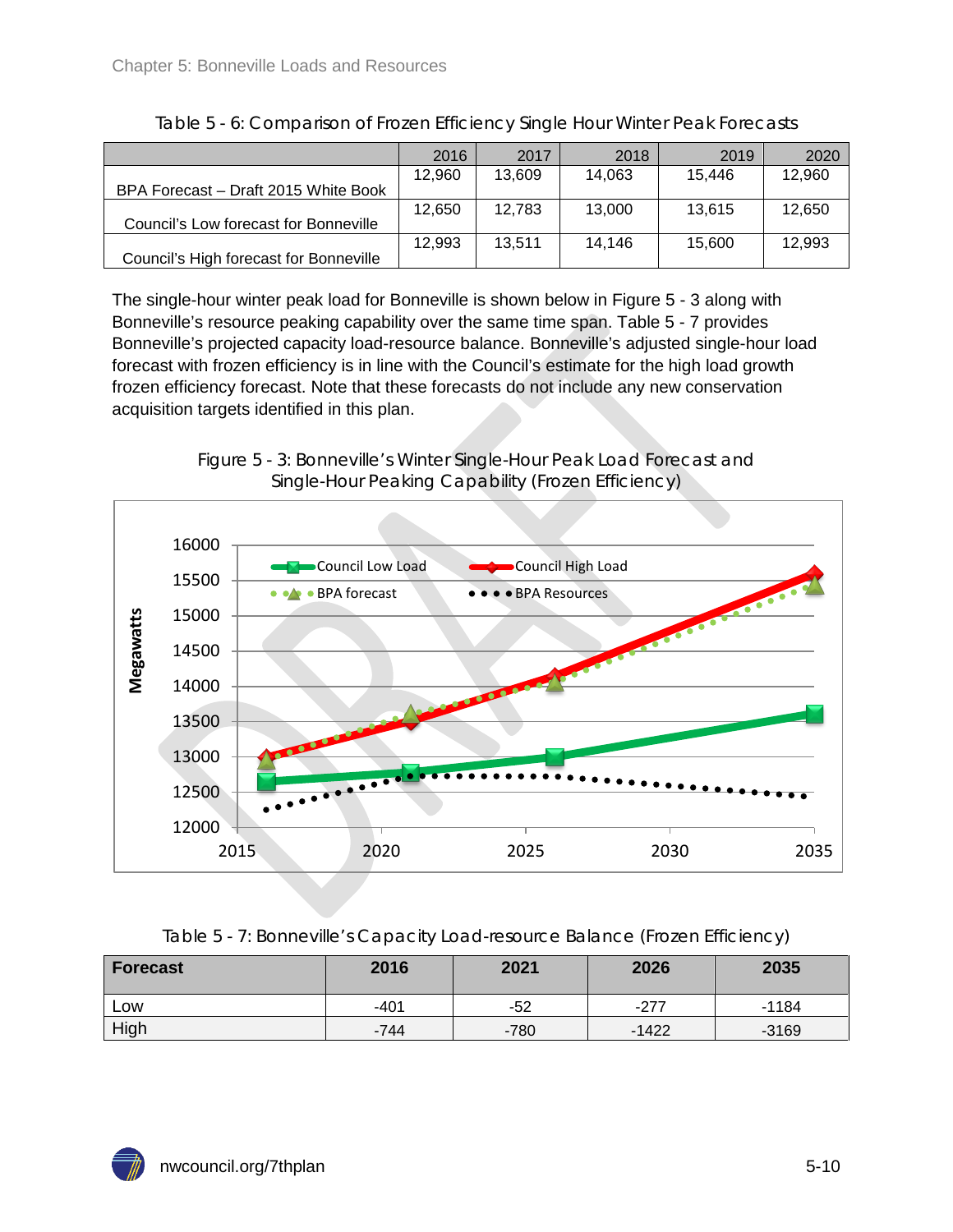Table 5 - 6: Comparison of Frozen Efficiency Single Hour Winter Peak Forecasts

| | 2016 | 2017 | 2018 | 2019 | 2020 |
|---|---|---|---|---|---|
| BPA Forecast – Draft 2015 White Book | 12,960 | 13,609 | 14,063 | 15,446 | 12,960 |
| Council's Low forecast for Bonneville | 12,650 | 12,783 | 13,000 | 13,615 | 12,650 |
| Council's High forecast for Bonneville | 12,993 | 13,511 | 14,146 | 15,600 | 12,993 |

The single-hour winter peak load for Bonneville is shown below in Figure 5 - 3 along with Bonneville's resource peaking capability over the same time span. Table 5 - 7 provides Bonneville's projected capacity load-resource balance. Bonneville's adjusted single-hour load forecast with frozen efficiency is in line with the Council's estimate for the high load growth frozen efficiency forecast. Note that these forecasts do not include any new conservation acquisition targets identified in this plan.

Figure 5 - 3: Bonneville's Winter Single-Hour Peak Load Forecast and Single-Hour Peaking Capability (Frozen Efficiency)

Table 5 - 7: Bonneville's Capacity Load-resource Balance (Frozen Efficiency)

| Forecast | 2016 | 2021 | 2026 | 2035 |
|---|---|---|---|---|
| Low | -401 | -52 | -277 | -1184 |
| High | -744 | -780 | -1422 | -3169 |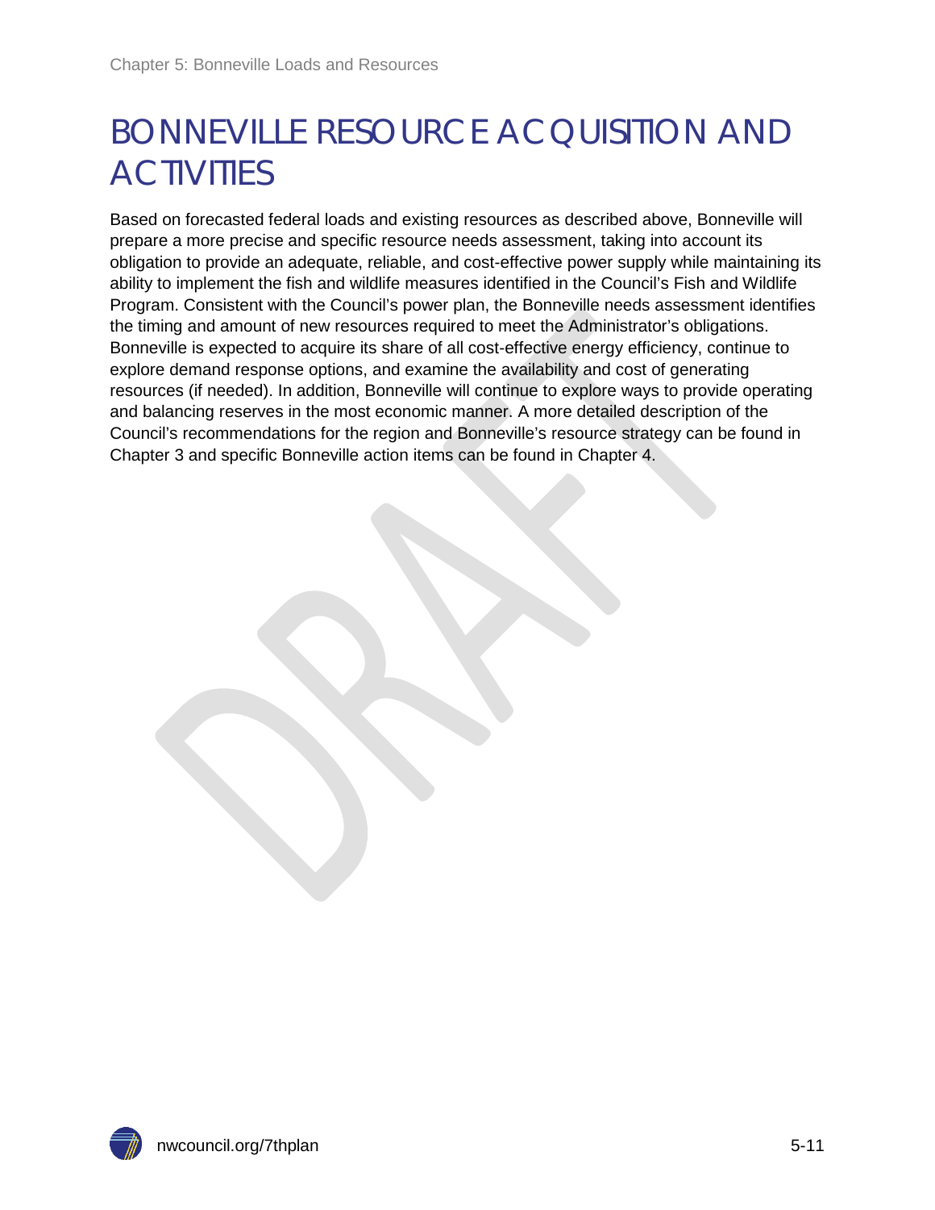# BONNEVILLE RESOURCE ACQUISITION AND ACTIVITIES

Based on forecasted federal loads and existing resources as described above, Bonneville will prepare a more precise and specific resource needs assessment, taking into account its obligation to provide an adequate, reliable, and cost-effective power supply while maintaining its ability to implement the fish and wildlife measures identified in the Council's Fish and Wildlife Program. Consistent with the Council's power plan, the Bonneville needs assessment identifies the timing and amount of new resources required to meet the Administrator's obligations. Bonneville is expected to acquire its share of all cost-effective energy efficiency, continue to explore demand response options, and examine the availability and cost of generating resources (if needed). In addition, Bonneville will continue to explore ways to provide operating and balancing reserves in the most economic manner. A more detailed description of the Council's recommendations for the region and Bonneville's resource strategy can be found in Chapter 3 and specific Bonneville action items can be found in Chapter 4.